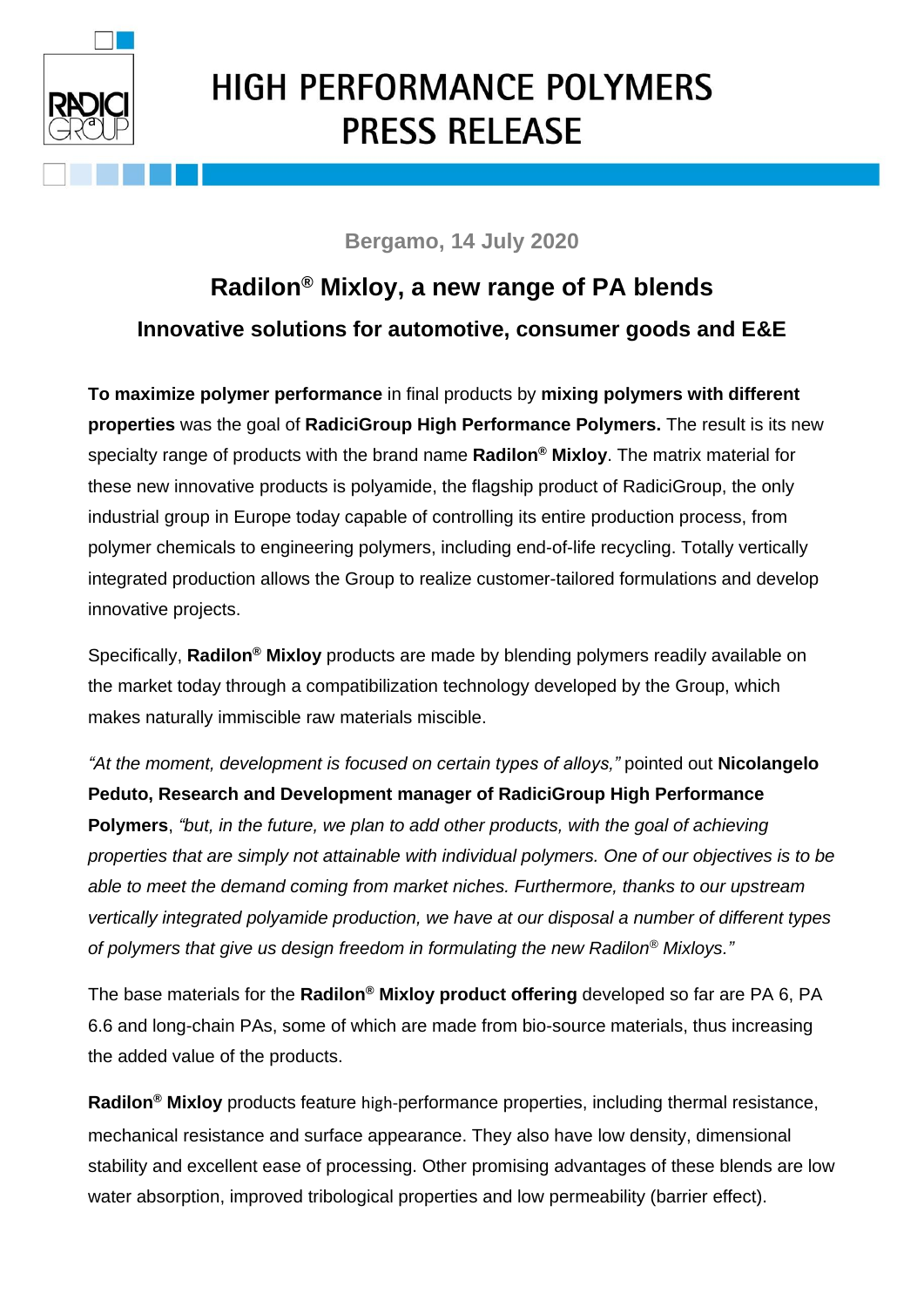# HIGH PERFORMANCE POLYMERS PRESS RELEASE

**Bergamo, 14 July 2020**

## Radilon® Mixloy, a new range of PA blends

### Innovative solutions for automotive, consumer goods and E&E

**To maximize polymer performance** in final products by **mixing polymers with different properties** was the goal of **RadiciGroup High Performance Polymers.** The result is its new specialty range of products with the brand name **Radilon® Mixloy**. The matrix material for these new innovative products is polyamide, the flagship product of RadiciGroup, the only industrial group in Europe today capable of controlling its entire production process, from polymer chemicals to engineering polymers, including end-of-life recycling. Totally vertically integrated production allows the Group to realize customer-tailored formulations and develop innovative projects.

Specifically, **Radilon® Mixloy** products are made by blending polymers readily available on the market today through a compatibilization technology developed by the Group, which makes naturally immiscible raw materials miscible.

*"At the moment, development is focused on certain types of alloys,"* pointed out **Nicolangelo Peduto, Research and Development manager of RadiciGroup High Performance Polymers**, *"but, in the future, we plan to add other products, with the goal of achieving properties that are simply not attainable with individual polymers. One of our objectives is to be able to meet the demand coming from market niches. Furthermore, thanks to our upstream vertically integrated polyamide production, we have at our disposal a number of different types of polymers that give us design freedom in formulating the new Radilon® Mixloys."*

The base materials for the **Radilon® Mixloy product offering** developed so far are PA 6, PA 6.6 and long-chain PAs, some of which are made from bio-source materials, thus increasing the added value of the products.

**Radilon® Mixloy** products feature high-performance properties, including thermal resistance, mechanical resistance and surface appearance. They also have low density, dimensional stability and excellent ease of processing. Other promising advantages of these blends are low water absorption, improved tribological properties and low permeability (barrier effect).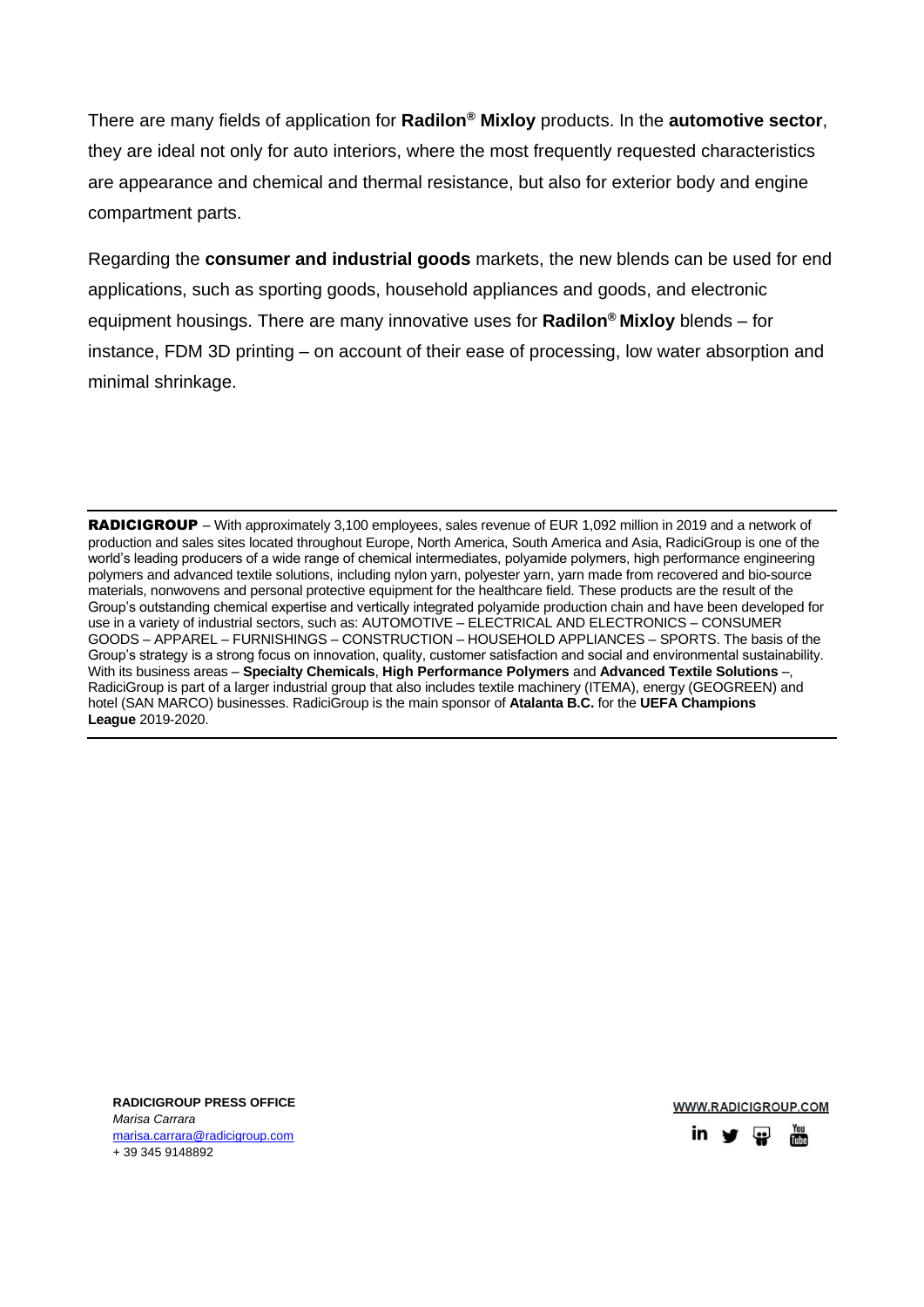There are many fields of application for **Radilon® Mixloy** products. In the **automotive sector**, they are ideal not only for auto interiors, where the most frequently requested characteristics are appearance and chemical and thermal resistance, but also for exterior body and engine compartment parts.

Regarding the **consumer and industrial goods** markets, the new blends can be used for end applications, such as sporting goods, household appliances and goods, and electronic equipment housings. There are many innovative uses for **Radilon® Mixloy** blends – for instance, FDM 3D printing – on account of their ease of processing, low water absorption and minimal shrinkage.

---

**RADICIGROUP** – With approximately 3,100 employees, sales revenue of EUR 1,092 million in 2019 and a network of production and sales sites located throughout Europe, North America, South America and Asia, RadiciGroup is one of the world's leading producers of a wide range of chemical intermediates, polyamide polymers, high performance engineering polymers and advanced textile solutions, including nylon yarn, polyester yarn, yarn made from recovered and bio-source materials, nonwovens and personal protective equipment for the healthcare field. These products are the result of the Group's outstanding chemical expertise and vertically integrated polyamide production chain and have been developed for use in a variety of industrial sectors, such as: AUTOMOTIVE – ELECTRICAL AND ELECTRONICS – CONSUMER GOODS – APPAREL – FURNISHINGS – CONSTRUCTION – HOUSEHOLD APPLIANCES – SPORTS. The basis of the Group's strategy is a strong focus on innovation, quality, customer satisfaction and social and environmental sustainability. With its business areas – **Specialty Chemicals**, **High Performance Polymers** and **Advanced Textile Solutions** –, RadiciGroup is part of a larger industrial group that also includes textile machinery (ITEMA), energy (GEOGREEN) and hotel (SAN MARCO) businesses. RadiciGroup is the main sponsor of **Atalanta B.C.** for the **UEFA Champions League** 2019-2020.

---

**RADICIGROUP PRESS OFFICE**
*Marisa Carrara*
marisa.carrara@radicigroup.com
+ 39 345 9148892

WWW.RADICIGROUP.COM